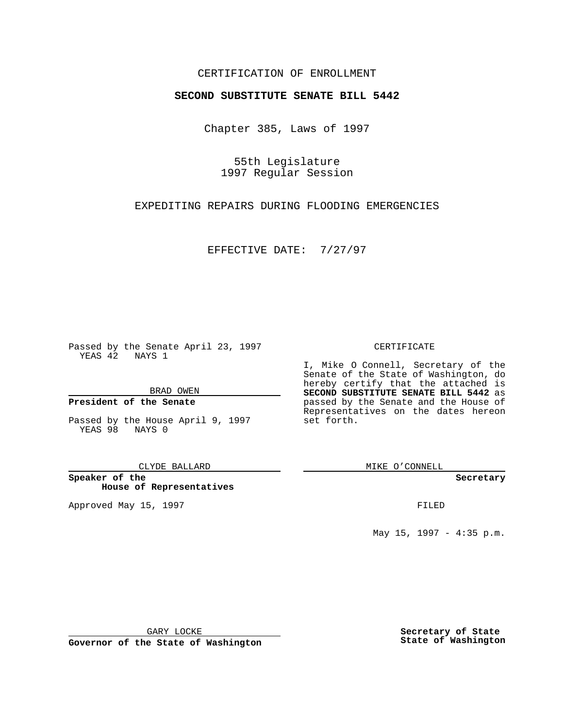CERTIFICATION OF ENROLLMENT

**SECOND SUBSTITUTE SENATE BILL 5442**

Chapter 385, Laws of 1997

55th Legislature
1997 Regular Session

EXPEDITING REPAIRS DURING FLOODING EMERGENCIES

EFFECTIVE DATE: 7/27/97

Passed by the Senate April 23, 1997
YEAS 42 NAYS 1

BRAD OWEN

**President of the Senate**

Passed by the House April 9, 1997
YEAS 98 NAYS 0

CLYDE BALLARD

**Speaker of the House of Representatives**

Approved May 15, 1997

GARY LOCKE

**Governor of the State of Washington**

CERTIFICATE

I, Mike O Connell, Secretary of the Senate of the State of Washington, do hereby certify that the attached is **SECOND SUBSTITUTE SENATE BILL 5442** as passed by the Senate and the House of Representatives on the dates hereon set forth.

MIKE O'CONNELL

**Secretary**

FILED

May 15, 1997 - 4:35 p.m.

**Secretary of State State of Washington**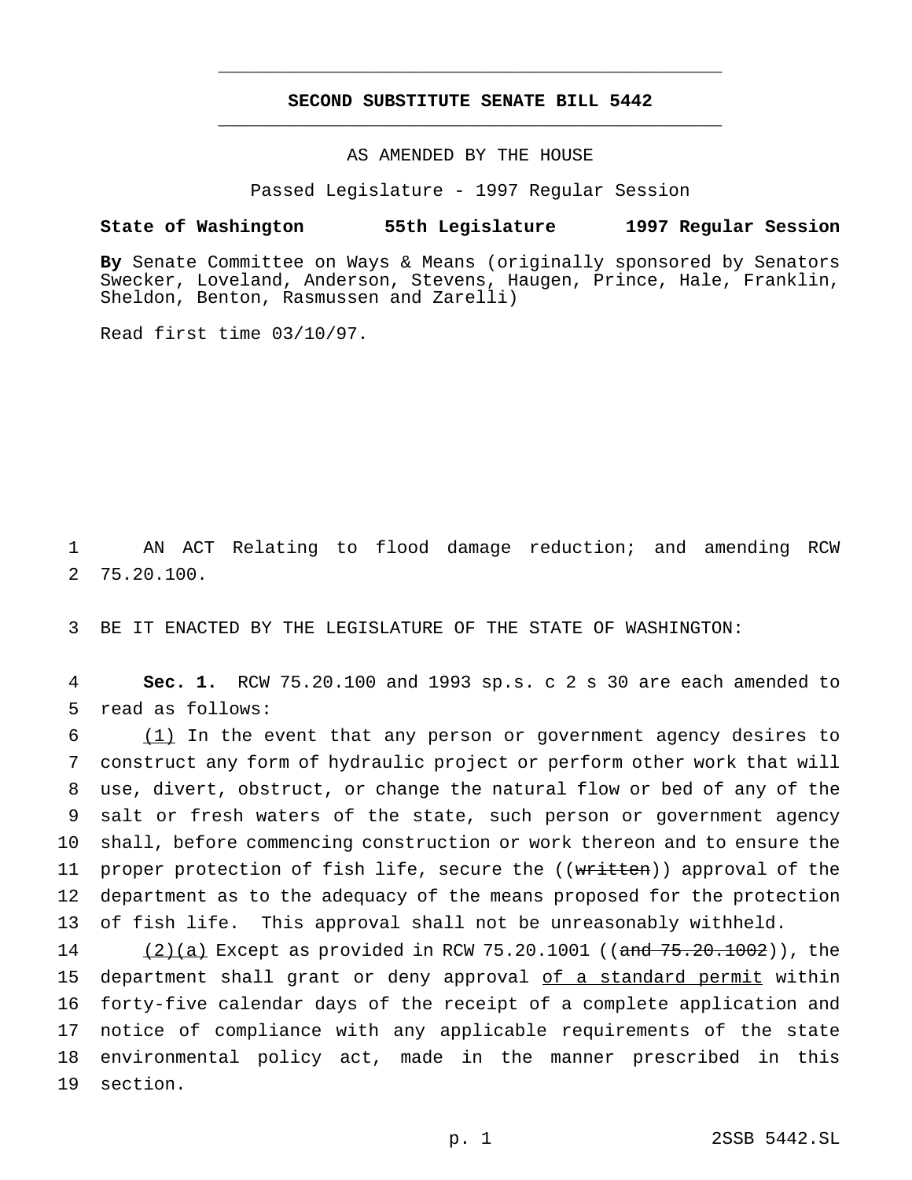# SECOND SUBSTITUTE SENATE BILL 5442

AS AMENDED BY THE HOUSE

Passed Legislature - 1997 Regular Session

**State of Washington 55th Legislature 1997 Regular Session**

**By** Senate Committee on Ways & Means (originally sponsored by Senators Swecker, Loveland, Anderson, Stevens, Haugen, Prince, Hale, Franklin, Sheldon, Benton, Rasmussen and Zarelli)

Read first time 03/10/97.

AN ACT Relating to flood damage reduction; and amending RCW 75.20.100.

BE IT ENACTED BY THE LEGISLATURE OF THE STATE OF WASHINGTON:

**Sec. 1.** RCW 75.20.100 and 1993 sp.s. c 2 s 30 are each amended to read as follows:

<u>(1)</u> In the event that any person or government agency desires to construct any form of hydraulic project or perform other work that will use, divert, obstruct, or change the natural flow or bed of any of the salt or fresh waters of the state, such person or government agency shall, before commencing construction or work thereon and to ensure the proper protection of fish life, secure the ((~~written~~)) approval of the department as to the adequacy of the means proposed for the protection of fish life. This approval shall not be unreasonably withheld.

<u>(2)(a)</u> Except as provided in RCW 75.20.1001 ((~~and 75.20.1002~~)), the department shall grant or deny approval <u>of a standard permit</u> within forty-five calendar days of the receipt of a complete application and notice of compliance with any applicable requirements of the state environmental policy act, made in the manner prescribed in this section.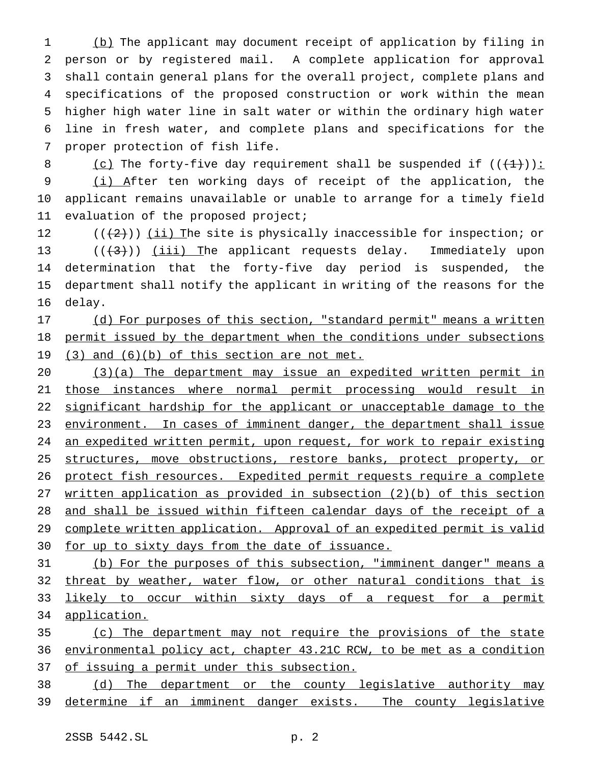(b) The applicant may document receipt of application by filing in person or by registered mail. A complete application for approval shall contain general plans for the overall project, complete plans and specifications of the proposed construction or work within the mean higher high water line in salt water or within the ordinary high water line in fresh water, and complete plans and specifications for the proper protection of fish life.

(c) The forty-five day requirement shall be suspended if ((~~(1)~~)):

(i) After ten working days of receipt of the application, the applicant remains unavailable or unable to arrange for a timely field evaluation of the proposed project;

((~~(2)~~)) (ii) The site is physically inaccessible for inspection; or

((~~(3)~~)) (iii) The applicant requests delay. Immediately upon determination that the forty-five day period is suspended, the department shall notify the applicant in writing of the reasons for the delay.

(d) For purposes of this section, "standard permit" means a written permit issued by the department when the conditions under subsections (3) and (6)(b) of this section are not met.

(3)(a) The department may issue an expedited written permit in those instances where normal permit processing would result in significant hardship for the applicant or unacceptable damage to the environment. In cases of imminent danger, the department shall issue an expedited written permit, upon request, for work to repair existing structures, move obstructions, restore banks, protect property, or protect fish resources. Expedited permit requests require a complete written application as provided in subsection (2)(b) of this section and shall be issued within fifteen calendar days of the receipt of a complete written application. Approval of an expedited permit is valid for up to sixty days from the date of issuance.

(b) For the purposes of this subsection, "imminent danger" means a threat by weather, water flow, or other natural conditions that is likely to occur within sixty days of a request for a permit application.

(c) The department may not require the provisions of the state environmental policy act, chapter 43.21C RCW, to be met as a condition of issuing a permit under this subsection.

(d) The department or the county legislative authority may determine if an imminent danger exists. The county legislative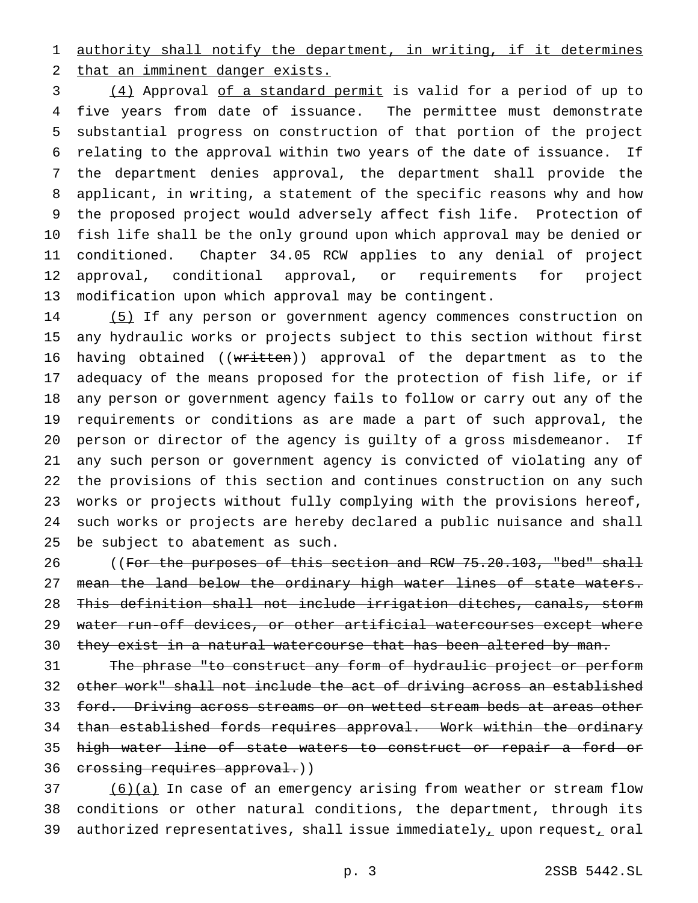authority shall notify the department, in writing, if it determines that an imminent danger exists.

(4) Approval of a standard permit is valid for a period of up to five years from date of issuance. The permittee must demonstrate substantial progress on construction of that portion of the project relating to the approval within two years of the date of issuance. If the department denies approval, the department shall provide the applicant, in writing, a statement of the specific reasons why and how the proposed project would adversely affect fish life. Protection of fish life shall be the only ground upon which approval may be denied or conditioned. Chapter 34.05 RCW applies to any denial of project approval, conditional approval, or requirements for project modification upon which approval may be contingent.

(5) If any person or government agency commences construction on any hydraulic works or projects subject to this section without first having obtained ((~~written~~)) approval of the department as to the adequacy of the means proposed for the protection of fish life, or if any person or government agency fails to follow or carry out any of the requirements or conditions as are made a part of such approval, the person or director of the agency is guilty of a gross misdemeanor. If any such person or government agency is convicted of violating any of the provisions of this section and continues construction on any such works or projects without fully complying with the provisions hereof, such works or projects are hereby declared a public nuisance and shall be subject to abatement as such.

((~~For the purposes of this section and RCW 75.20.103, "bed" shall mean the land below the ordinary high water lines of state waters. This definition shall not include irrigation ditches, canals, storm water run-off devices, or other artificial watercourses except where they exist in a natural watercourse that has been altered by man.~~

~~The phrase "to construct any form of hydraulic project or perform other work" shall not include the act of driving across an established ford. Driving across streams or on wetted stream beds at areas other than established fords requires approval. Work within the ordinary high water line of state waters to construct or repair a ford or crossing requires approval.~~))

(6)(a) In case of an emergency arising from weather or stream flow conditions or other natural conditions, the department, through its authorized representatives, shall issue immediately, upon request, oral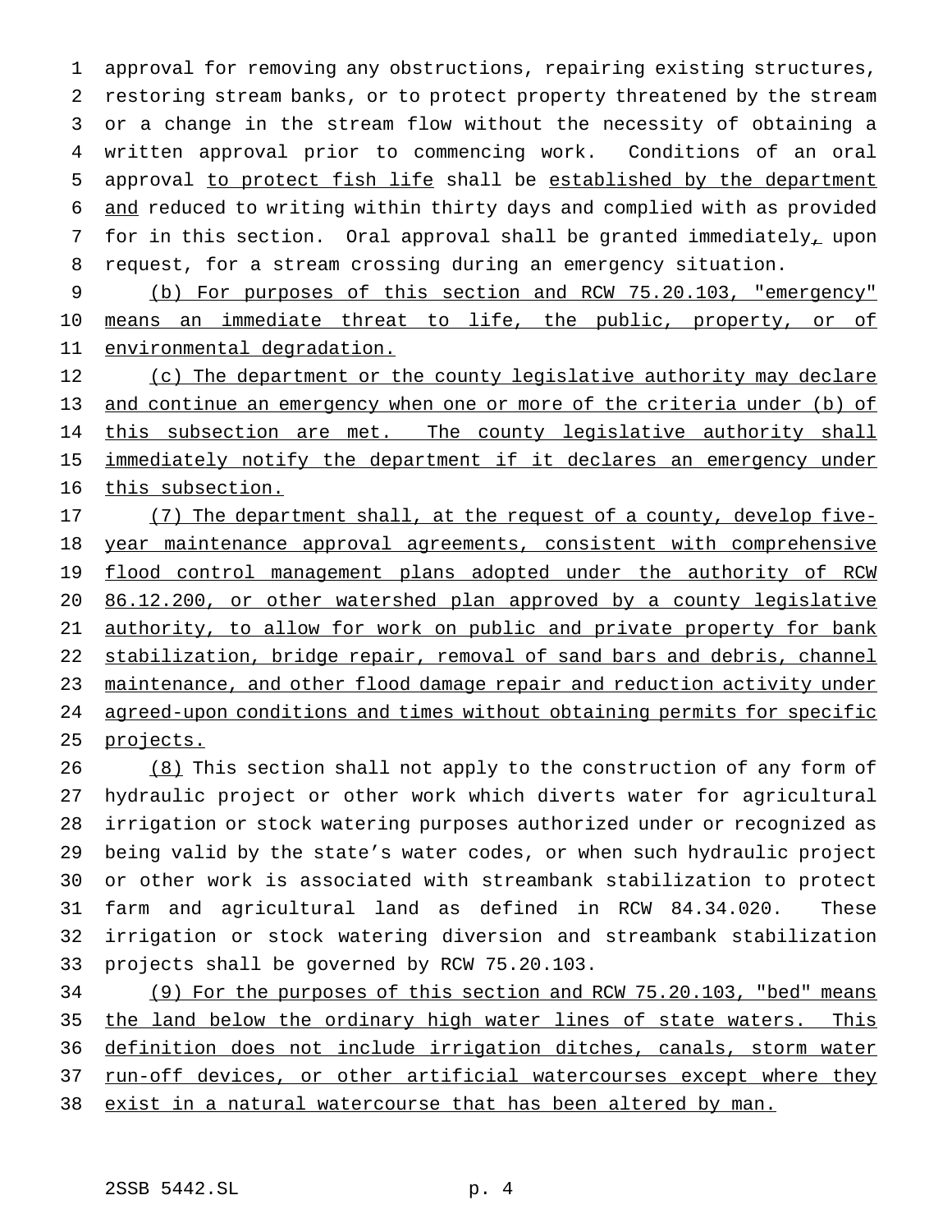approval for removing any obstructions, repairing existing structures, restoring stream banks, or to protect property threatened by the stream or a change in the stream flow without the necessity of obtaining a written approval prior to commencing work. Conditions of an oral approval to protect fish life shall be established by the department and reduced to writing within thirty days and complied with as provided for in this section. Oral approval shall be granted immediately, upon request, for a stream crossing during an emergency situation.

(b) For purposes of this section and RCW 75.20.103, "emergency" means an immediate threat to life, the public, property, or of environmental degradation.

(c) The department or the county legislative authority may declare and continue an emergency when one or more of the criteria under (b) of this subsection are met. The county legislative authority shall immediately notify the department if it declares an emergency under this subsection.

(7) The department shall, at the request of a county, develop five-year maintenance approval agreements, consistent with comprehensive flood control management plans adopted under the authority of RCW 86.12.200, or other watershed plan approved by a county legislative authority, to allow for work on public and private property for bank stabilization, bridge repair, removal of sand bars and debris, channel maintenance, and other flood damage repair and reduction activity under agreed-upon conditions and times without obtaining permits for specific projects.

(8) This section shall not apply to the construction of any form of hydraulic project or other work which diverts water for agricultural irrigation or stock watering purposes authorized under or recognized as being valid by the state's water codes, or when such hydraulic project or other work is associated with streambank stabilization to protect farm and agricultural land as defined in RCW 84.34.020. These irrigation or stock watering diversion and streambank stabilization projects shall be governed by RCW 75.20.103.

(9) For the purposes of this section and RCW 75.20.103, "bed" means the land below the ordinary high water lines of state waters. This definition does not include irrigation ditches, canals, storm water run-off devices, or other artificial watercourses except where they exist in a natural watercourse that has been altered by man.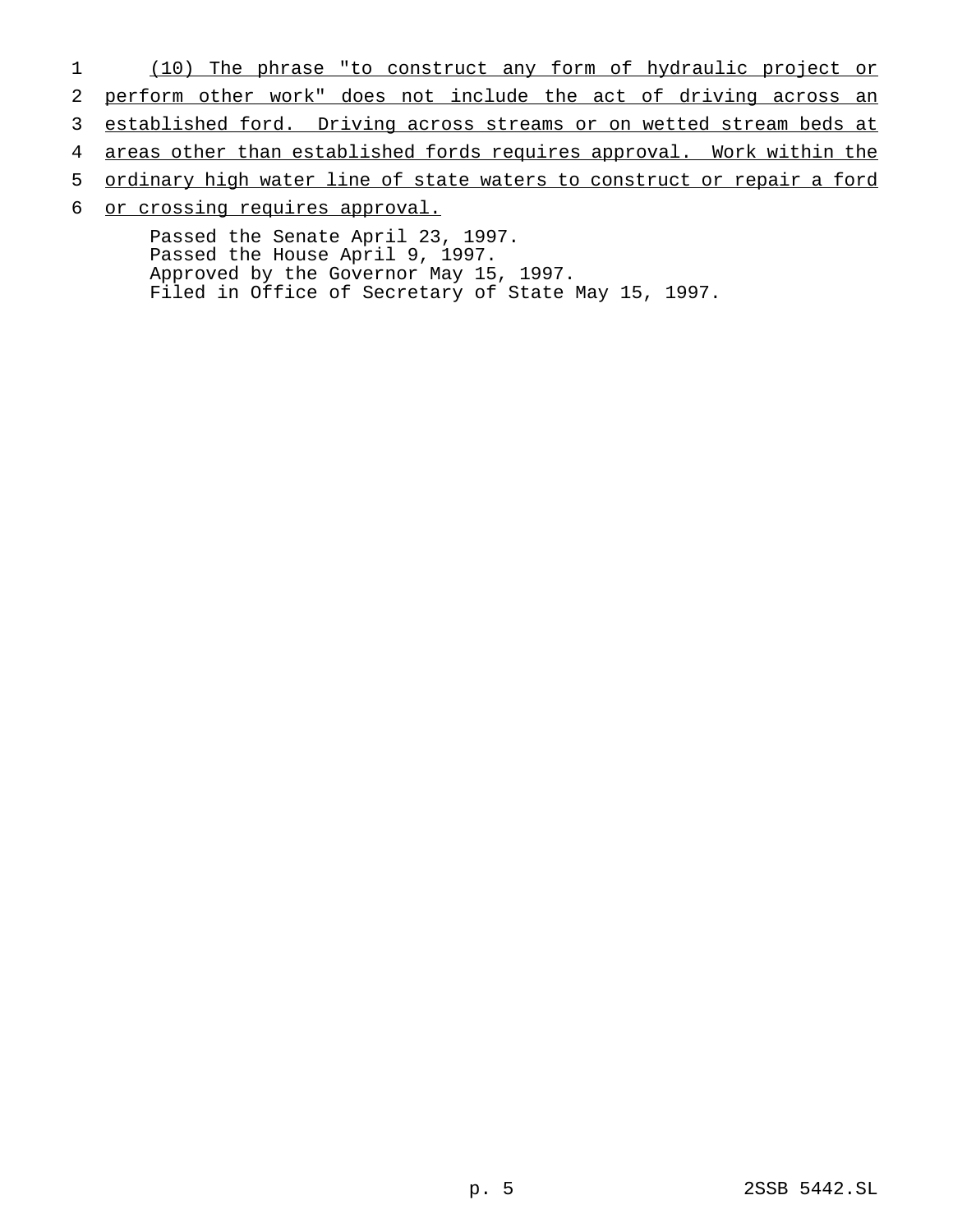(10) The phrase "to construct any form of hydraulic project or perform other work" does not include the act of driving across an established ford. Driving across streams or on wetted stream beds at areas other than established fords requires approval. Work within the ordinary high water line of state waters to construct or repair a ford or crossing requires approval.

Passed the Senate April 23, 1997.
Passed the House April 9, 1997.
Approved by the Governor May 15, 1997.
Filed in Office of Secretary of State May 15, 1997.